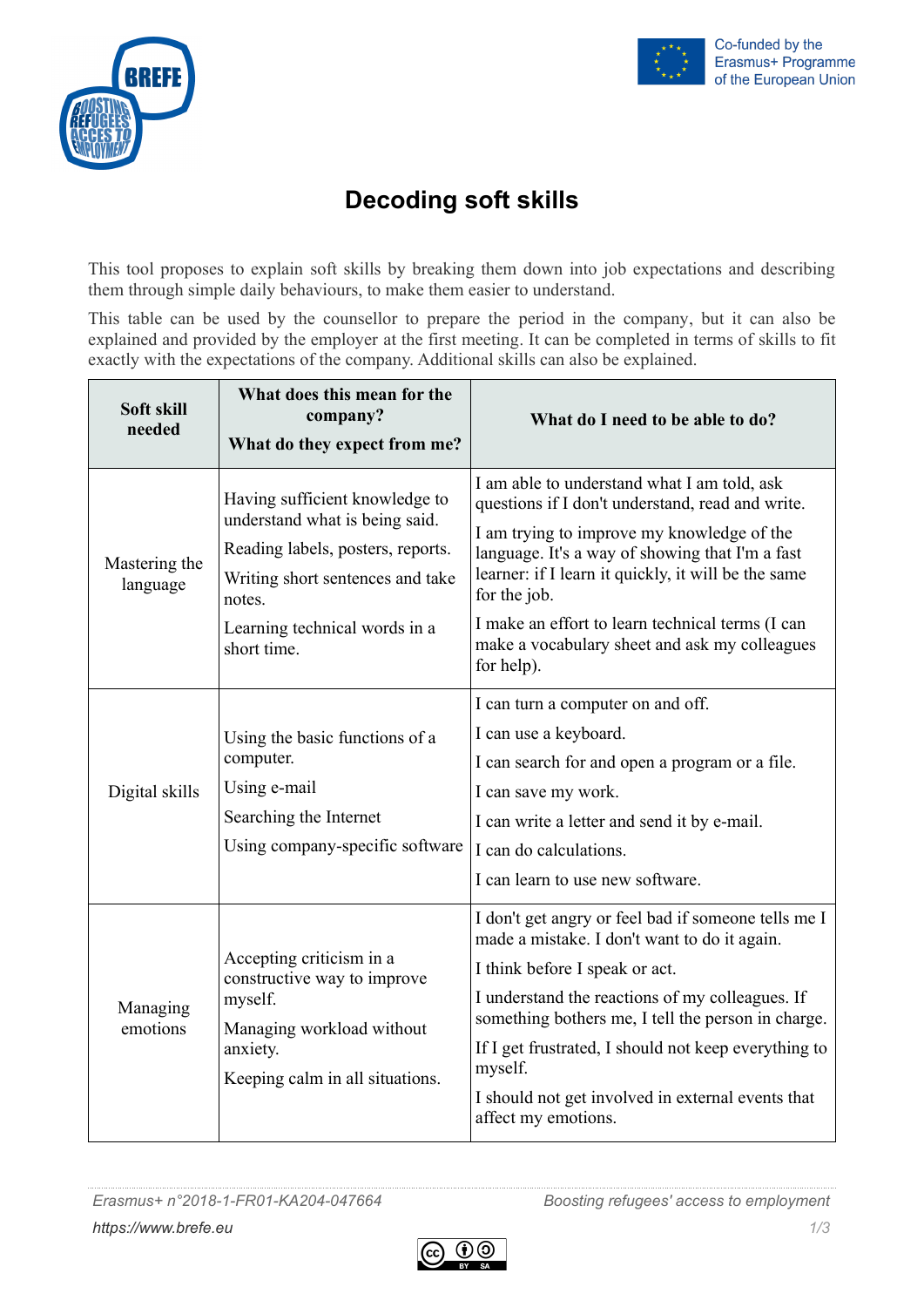# Decoding soft skills

This tool proposes to explain soft skills by breaking them down into job expectations and describing them through simple daily behaviours, to make them easier to understand.

This table can be used by the counsellor to prepare the period in the company, but it can also be explained and provided by the employer at the first meeting. It can be completed in terms of skills to fit exactly with the expectations of the company. Additional skills can also be explained.

| Soft skill needed | What does this mean for the company? What do they expect from me? | What do I need to be able to do? |
|---|---|---|
| Mastering the language | Having sufficient knowledge to understand what is being said.<br>Reading labels, posters, reports.<br>Writing short sentences and take notes.<br>Learning technical words in a short time. | I am able to understand what I am told, ask questions if I don't understand, read and write.<br>I am trying to improve my knowledge of the language. It's a way of showing that I'm a fast learner: if I learn it quickly, it will be the same for the job.<br>I make an effort to learn technical terms (I can make a vocabulary sheet and ask my colleagues for help). |
| Digital skills | Using the basic functions of a computer.<br>Using e-mail<br>Searching the Internet<br>Using company-specific software | I can turn a computer on and off.<br>I can use a keyboard.<br>I can search for and open a program or a file.<br>I can save my work.<br>I can write a letter and send it by e-mail.<br>I can do calculations.<br>I can learn to use new software. |
| Managing emotions | Accepting criticism in a constructive way to improve myself.<br>Managing workload without anxiety.<br>Keeping calm in all situations. | I don't get angry or feel bad if someone tells me I made a mistake. I don't want to do it again.<br>I think before I speak or act.<br>I understand the reactions of my colleagues. If something bothers me, I tell the person in charge.<br>If I get frustrated, I should not keep everything to myself.<br>I should not get involved in external events that affect my emotions. |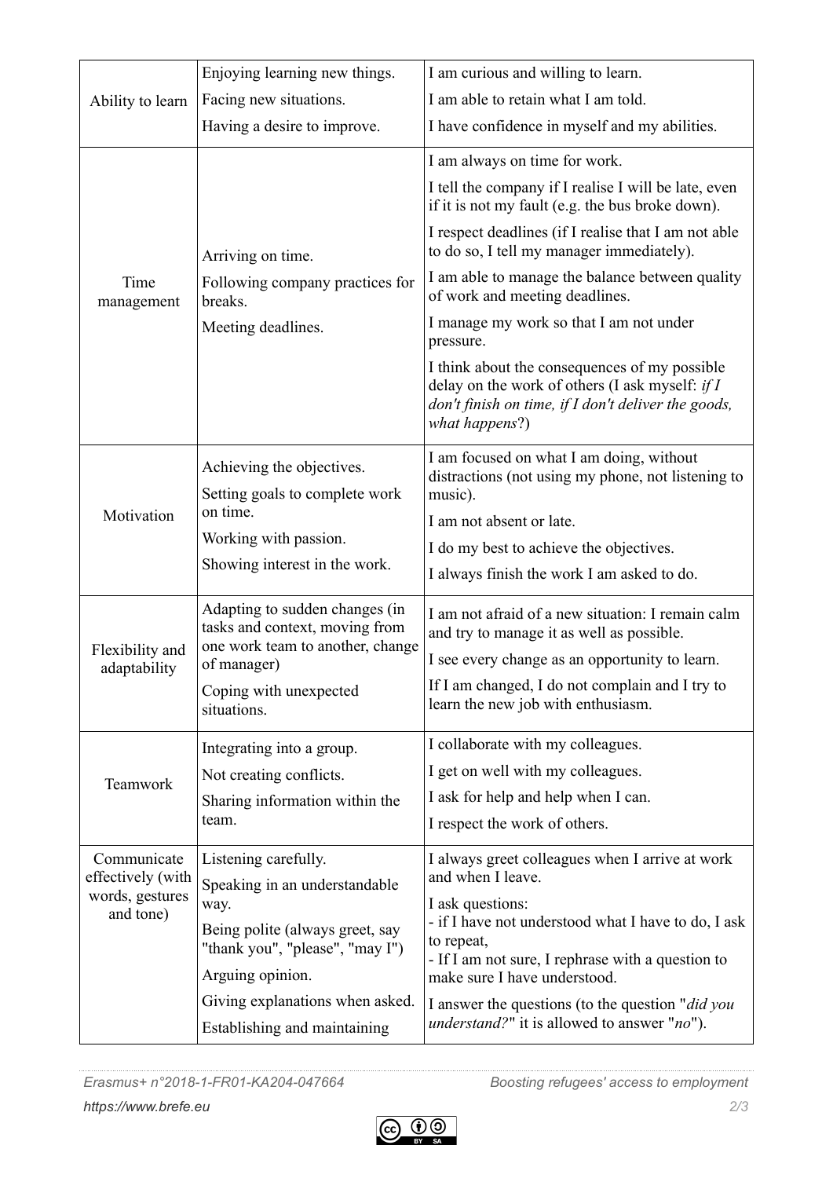| | | |
|---|---|---|
| Ability to learn | Enjoying learning new things.<br>Facing new situations.<br>Having a desire to improve. | I am curious and willing to learn.<br>I am able to retain what I am told.<br>I have confidence in myself and my abilities. |
| Time management | Arriving on time.<br>Following company practices for breaks.<br>Meeting deadlines. | I am always on time for work.<br>I tell the company if I realise I will be late, even if it is not my fault (e.g. the bus broke down).<br>I respect deadlines (if I realise that I am not able to do so, I tell my manager immediately).<br>I am able to manage the balance between quality of work and meeting deadlines.<br>I manage my work so that I am not under pressure.<br>I think about the consequences of my possible delay on the work of others (I ask myself: *if I don't finish on time, if I don't deliver the goods, what happens*?) |
| Motivation | Achieving the objectives.<br>Setting goals to complete work on time.<br>Working with passion.<br>Showing interest in the work. | I am focused on what I am doing, without distractions (not using my phone, not listening to music).<br>I am not absent or late.<br>I do my best to achieve the objectives.<br>I always finish the work I am asked to do. |
| Flexibility and adaptability | Adapting to sudden changes (in tasks and context, moving from one work team to another, change of manager)<br>Coping with unexpected situations. | I am not afraid of a new situation: I remain calm and try to manage it as well as possible.<br>I see every change as an opportunity to learn.<br>If I am changed, I do not complain and I try to learn the new job with enthusiasm. |
| Teamwork | Integrating into a group.<br>Not creating conflicts.<br>Sharing information within the team. | I collaborate with my colleagues.<br>I get on well with my colleagues.<br>I ask for help and help when I can.<br>I respect the work of others. |
| Communicate effectively (with words, gestures and tone) | Listening carefully.<br>Speaking in an understandable way.<br>Being polite (always greet, say "thank you", "please", "may I")<br>Arguing opinion.<br>Giving explanations when asked.<br>Establishing and maintaining | I always greet colleagues when I arrive at work and when I leave.<br>I ask questions:<br>- if I have not understood what I have to do, I ask to repeat,<br>- If I am not sure, I rephrase with a question to make sure I have understood.<br>I answer the questions (to the question "*did you understand?*" it is allowed to answer "*no*"). |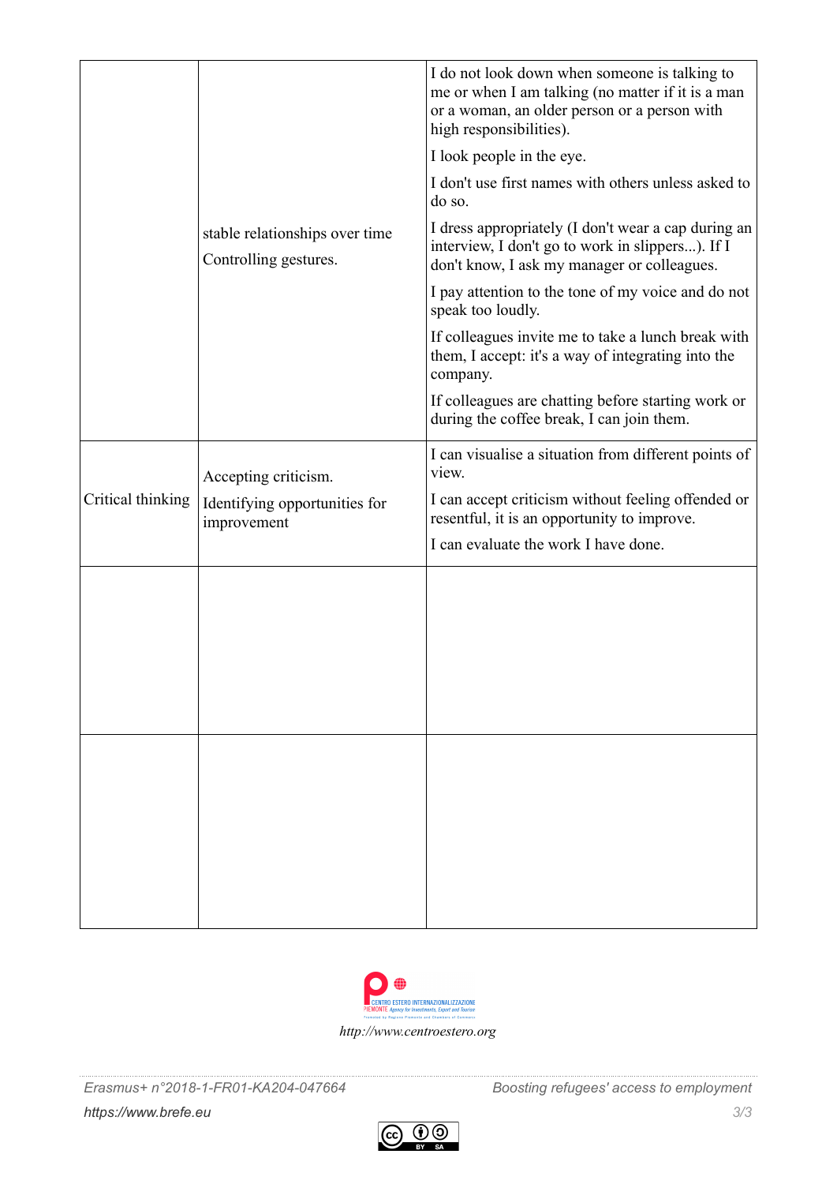| | | |
|---|---|---|
| | stable relationships over time<br>Controlling gestures. | I do not look down when someone is talking to me or when I am talking (no matter if it is a man or a woman, an older person or a person with high responsibilities).<br>I look people in the eye.<br>I don't use first names with others unless asked to do so.<br>I dress appropriately (I don't wear a cap during an interview, I don't go to work in slippers...). If I don't know, I ask my manager or colleagues.<br>I pay attention to the tone of my voice and do not speak too loudly.<br>If colleagues invite me to take a lunch break with them, I accept: it's a way of integrating into the company.<br>If colleagues are chatting before starting work or during the coffee break, I can join them. |
| Critical thinking | Accepting criticism.<br>Identifying opportunities for improvement | I can visualise a situation from different points of view.<br>I can accept criticism without feeling offended or resentful, it is an opportunity to improve.<br>I can evaluate the work I have done. |
| | | |
| | | |

CENTRO ESTERO INTERNAZIONALIZZAZIONE PIEMONTE Agency for Investments, Export and Tourism

Promoted by Regione Piemonte and Chambers of Commerce

*http://www.centroestero.org*

*Erasmus+ n°2018-1-FR01-KA204-047664*

*Boosting refugees' access to employment*

*https://www.brefe.eu*